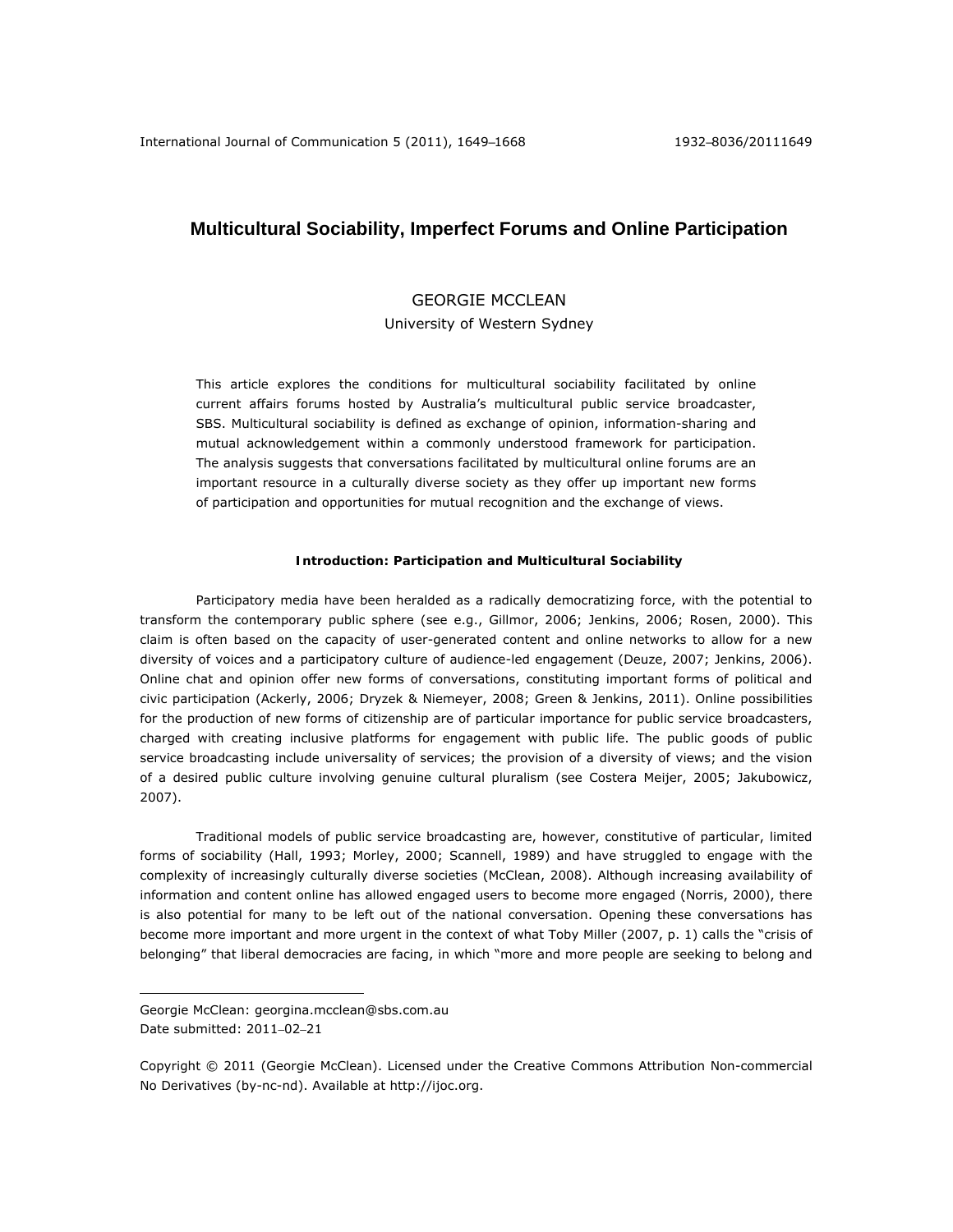# Multicultural Sociability, Imperfect Forums and Online Participation

GEORGIE MCCLEAN
University of Western Sydney

This article explores the conditions for multicultural sociability facilitated by online current affairs forums hosted by Australia's multicultural public service broadcaster, SBS. Multicultural sociability is defined as exchange of opinion, information-sharing and mutual acknowledgement within a commonly understood framework for participation. The analysis suggests that conversations facilitated by multicultural online forums are an important resource in a culturally diverse society as they offer up important new forms of participation and opportunities for mutual recognition and the exchange of views.

## Introduction: Participation and Multicultural Sociability

Participatory media have been heralded as a radically democratizing force, with the potential to transform the contemporary public sphere (see e.g., Gillmor, 2006; Jenkins, 2006; Rosen, 2000). This claim is often based on the capacity of user-generated content and online networks to allow for a new diversity of voices and a participatory culture of audience-led engagement (Deuze, 2007; Jenkins, 2006). Online chat and opinion offer new forms of conversations, constituting important forms of political and civic participation (Ackerly, 2006; Dryzek & Niemeyer, 2008; Green & Jenkins, 2011). Online possibilities for the production of new forms of citizenship are of particular importance for public service broadcasters, charged with creating inclusive platforms for engagement with public life. The public goods of public service broadcasting include universality of services; the provision of a diversity of views; and the vision of a desired public culture involving genuine cultural pluralism (see Costera Meijer, 2005; Jakubowicz, 2007).

Traditional models of public service broadcasting are, however, constitutive of particular, limited forms of sociability (Hall, 1993; Morley, 2000; Scannell, 1989) and have struggled to engage with the complexity of increasingly culturally diverse societies (McClean, 2008). Although increasing availability of information and content online has allowed engaged users to become more engaged (Norris, 2000), there is also potential for many to be left out of the national conversation. Opening these conversations has become more important and more urgent in the context of what Toby Miller (2007, p. 1) calls the "crisis of belonging" that liberal democracies are facing, in which "more and more people are seeking to belong and

---

Georgie McClean: georgina.mcclean@sbs.com.au
Date submitted: 2011–02–21

Copyright © 2011 (Georgie McClean). Licensed under the Creative Commons Attribution Non-commercial No Derivatives (by-nc-nd). Available at http://ijoc.org.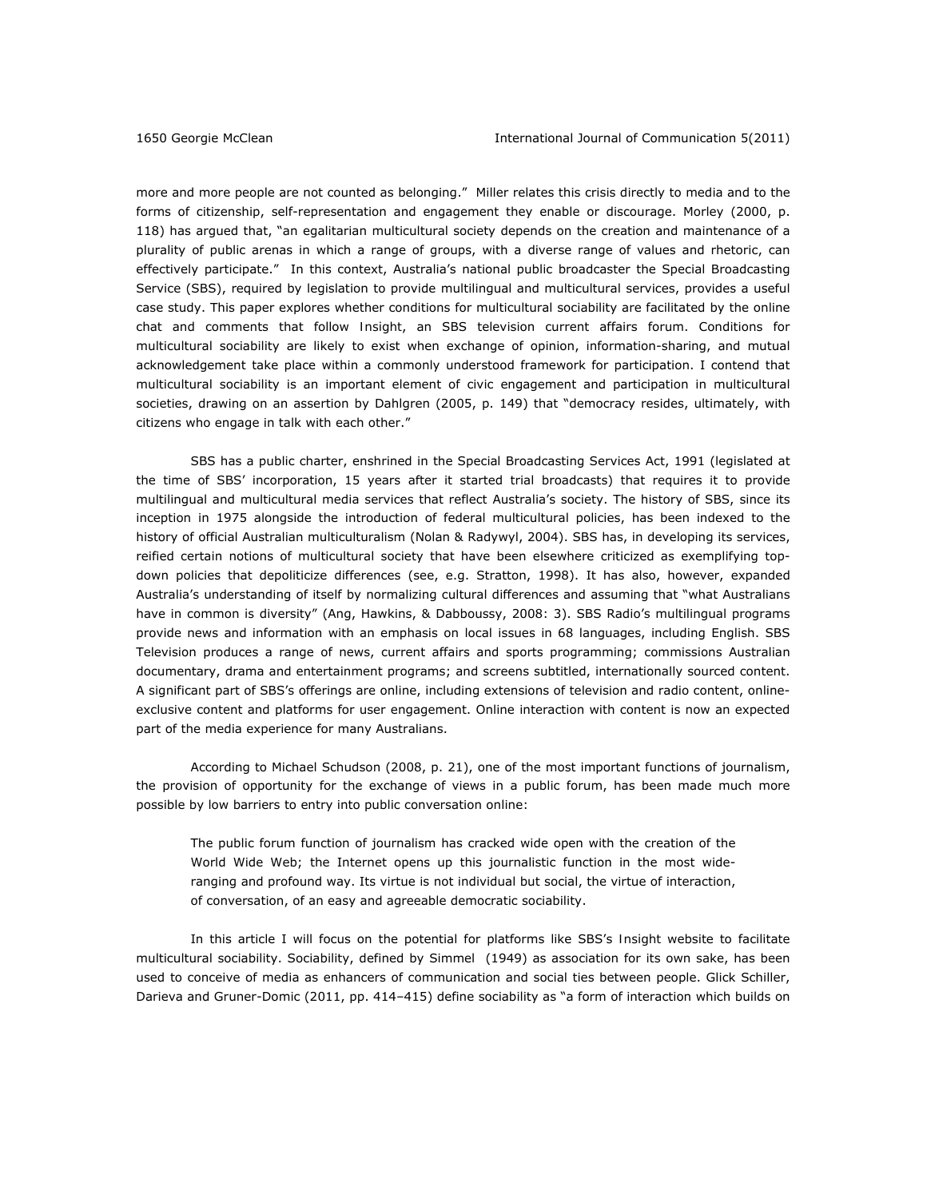more and more people are not counted as belonging." Miller relates this crisis directly to media and to the forms of citizenship, self-representation and engagement they enable or discourage. Morley (2000, p. 118) has argued that, "an egalitarian multicultural society depends on the creation and maintenance of a plurality of public arenas in which a range of groups, with a diverse range of values and rhetoric, can effectively participate." In this context, Australia's national public broadcaster the Special Broadcasting Service (SBS), required by legislation to provide multilingual and multicultural services, provides a useful case study. This paper explores whether conditions for multicultural sociability are facilitated by the online chat and comments that follow *Insight*, an SBS television current affairs forum. Conditions for multicultural sociability are likely to exist when exchange of opinion, information-sharing, and mutual acknowledgement take place within a commonly understood framework for participation. I contend that multicultural sociability is an important element of civic engagement and participation in multicultural societies, drawing on an assertion by Dahlgren (2005, p. 149) that "democracy resides, ultimately, with citizens who engage in talk with each other."

SBS has a public charter, enshrined in the Special Broadcasting Services Act, 1991 (legislated at the time of SBS' incorporation, 15 years after it started trial broadcasts) that requires it to provide multilingual and multicultural media services that reflect Australia's society. The history of SBS, since its inception in 1975 alongside the introduction of federal multicultural policies, has been indexed to the history of official Australian multiculturalism (Nolan & Radywyl, 2004). SBS has, in developing its services, reified certain notions of multicultural society that have been elsewhere criticized as exemplifying top-down policies that depoliticize differences (see, e.g. Stratton, 1998). It has also, however, expanded Australia's understanding of itself by normalizing cultural differences and assuming that "what Australians have in common is diversity" (Ang, Hawkins, & Dabboussy, 2008: 3). SBS Radio's multilingual programs provide news and information with an emphasis on local issues in 68 languages, including English. SBS Television produces a range of news, current affairs and sports programming; commissions Australian documentary, drama and entertainment programs; and screens subtitled, internationally sourced content. A significant part of SBS's offerings are online, including extensions of television and radio content, online-exclusive content and platforms for user engagement. Online interaction with content is now an expected part of the media experience for many Australians.

According to Michael Schudson (2008, p. 21), one of the most important functions of journalism, the provision of opportunity for the exchange of views in a public forum, has been made much more possible by low barriers to entry into public conversation online:

> The public forum function of journalism has cracked wide open with the creation of the World Wide Web; the Internet opens up this journalistic function in the most wide-ranging and profound way. Its virtue is not individual but social, the virtue of interaction, of conversation, of an easy and agreeable democratic sociability.

In this article I will focus on the potential for platforms like SBS's *Insight* website to facilitate multicultural sociability. Sociability, defined by Simmel (1949) as association for its own sake, has been used to conceive of media as enhancers of communication and social ties between people. Glick Schiller, Darieva and Gruner-Domic (2011, pp. 414–415) define sociability as "a form of interaction which builds on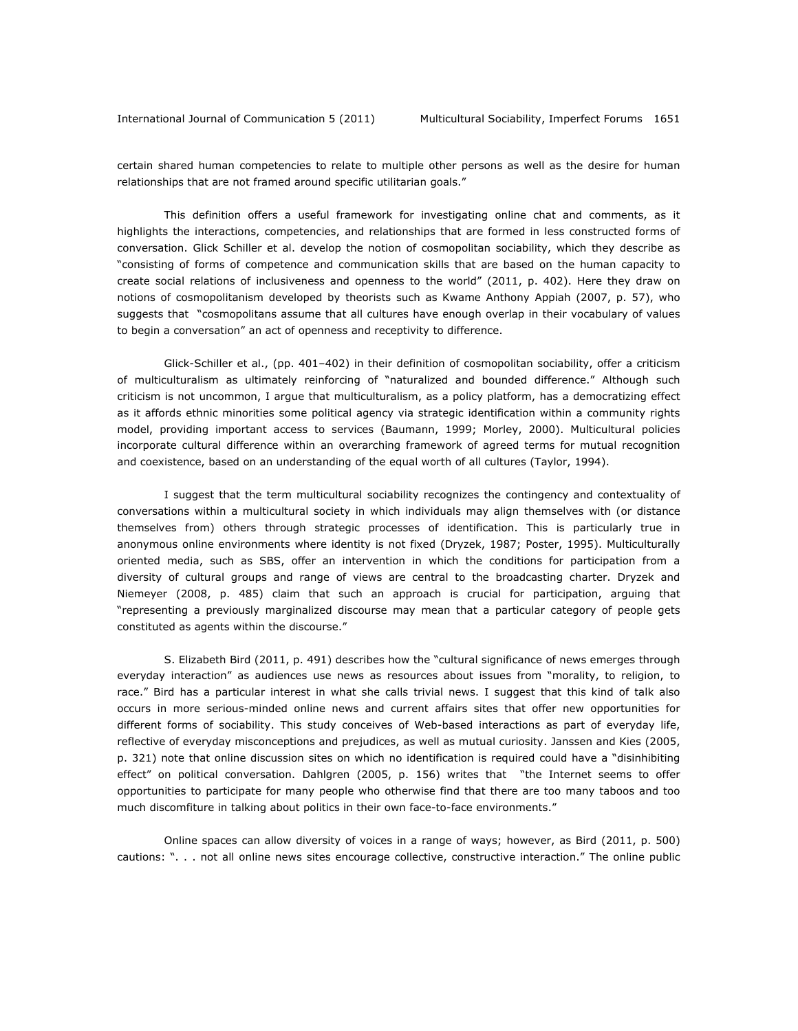certain shared human competencies to relate to multiple other persons as well as the desire for human relationships that are not framed around specific utilitarian goals."

This definition offers a useful framework for investigating online chat and comments, as it highlights the interactions, competencies, and relationships that are formed in less constructed forms of conversation. Glick Schiller et al. develop the notion of cosmopolitan sociability, which they describe as "consisting of forms of competence and communication skills that are based on the human capacity to create social relations of inclusiveness and openness to the world" (2011, p. 402). Here they draw on notions of cosmopolitanism developed by theorists such as Kwame Anthony Appiah (2007, p. 57), who suggests that "cosmopolitans assume that all cultures have enough overlap in their vocabulary of values to begin a conversation" an act of openness and receptivity to difference.

Glick-Schiller et al., (pp. 401–402) in their definition of cosmopolitan sociability, offer a criticism of multiculturalism as ultimately reinforcing of "naturalized and bounded difference." Although such criticism is not uncommon, I argue that multiculturalism, as a policy platform, has a democratizing effect as it affords ethnic minorities some political agency via strategic identification within a community rights model, providing important access to services (Baumann, 1999; Morley, 2000). Multicultural policies incorporate cultural difference within an overarching framework of agreed terms for mutual recognition and coexistence, based on an understanding of the equal worth of all cultures (Taylor, 1994).

I suggest that the term multicultural sociability recognizes the contingency and contextuality of conversations within a multicultural society in which individuals may align themselves with (or distance themselves from) others through strategic processes of identification. This is particularly true in anonymous online environments where identity is not fixed (Dryzek, 1987; Poster, 1995). Multiculturally oriented media, such as SBS, offer an intervention in which the conditions for participation from a diversity of cultural groups and range of views are central to the broadcasting charter. Dryzek and Niemeyer (2008, p. 485) claim that such an approach is crucial for participation, arguing that "representing a previously marginalized discourse may mean that a particular category of people gets constituted as agents within the discourse."

S. Elizabeth Bird (2011, p. 491) describes how the "cultural significance of news emerges through everyday interaction" as audiences use news as resources about issues from "morality, to religion, to race." Bird has a particular interest in what she calls trivial news. I suggest that this kind of talk also occurs in more serious-minded online news and current affairs sites that offer new opportunities for different forms of sociability. This study conceives of Web-based interactions as part of everyday life, reflective of everyday misconceptions and prejudices, as well as mutual curiosity. Janssen and Kies (2005, p. 321) note that online discussion sites on which no identification is required could have a "disinhibiting effect" on political conversation. Dahlgren (2005, p. 156) writes that "the Internet seems to offer opportunities to participate for many people who otherwise find that there are too many taboos and too much discomfiture in talking about politics in their own face-to-face environments."

Online spaces can allow diversity of voices in a range of ways; however, as Bird (2011, p. 500) cautions: ". . . not all online news sites encourage collective, constructive interaction." The online public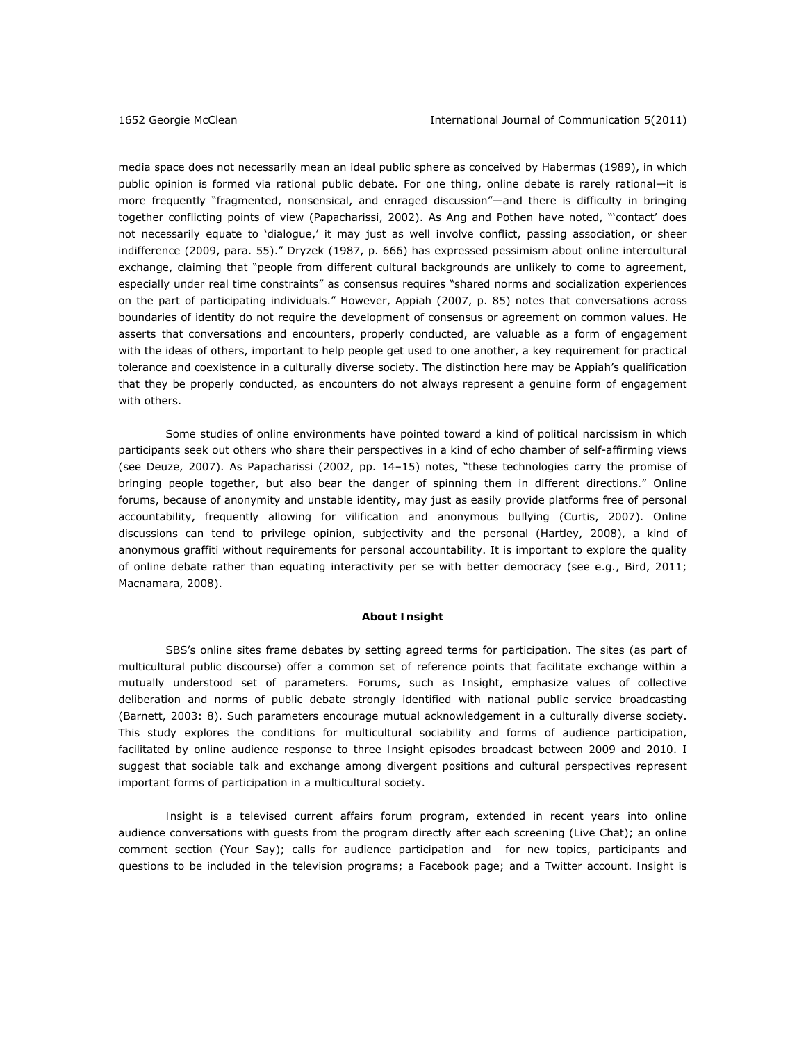media space does not necessarily mean an ideal public sphere as conceived by Habermas (1989), in which public opinion is formed via rational public debate. For one thing, online debate is rarely rational—it is more frequently "fragmented, nonsensical, and enraged discussion"—and there is difficulty in bringing together conflicting points of view (Papacharissi, 2002). As Ang and Pothen have noted, "'contact' does not necessarily equate to 'dialogue,' it may just as well involve conflict, passing association, or sheer indifference (2009, para. 55)." Dryzek (1987, p. 666) has expressed pessimism about online intercultural exchange, claiming that "people from different cultural backgrounds are unlikely to come to agreement, especially under real time constraints" as consensus requires "shared norms and socialization experiences on the part of participating individuals." However, Appiah (2007, p. 85) notes that conversations across boundaries of identity do not require the development of consensus or agreement on common values. He asserts that conversations and encounters, properly conducted, are valuable as a form of engagement with the ideas of others, important to help people get used to one another, a key requirement for practical tolerance and coexistence in a culturally diverse society. The distinction here may be Appiah's qualification that they be properly conducted, as encounters do not always represent a genuine form of engagement with others.

Some studies of online environments have pointed toward a kind of political narcissism in which participants seek out others who share their perspectives in a kind of echo chamber of self-affirming views (see Deuze, 2007). As Papacharissi (2002, pp. 14–15) notes, "these technologies carry the promise of bringing people together, but also bear the danger of spinning them in different directions." Online forums, because of anonymity and unstable identity, may just as easily provide platforms free of personal accountability, frequently allowing for vilification and anonymous bullying (Curtis, 2007). Online discussions can tend to privilege opinion, subjectivity and the personal (Hartley, 2008), a kind of anonymous graffiti without requirements for personal accountability. It is important to explore the quality of online debate rather than equating interactivity per se with better democracy (see e.g., Bird, 2011; Macnamara, 2008).

## About Insight

SBS's online sites frame debates by setting agreed terms for participation. The sites (as part of multicultural public discourse) offer a common set of reference points that facilitate exchange within a mutually understood set of parameters. Forums, such as Insight, emphasize values of collective deliberation and norms of public debate strongly identified with national public service broadcasting (Barnett, 2003: 8). Such parameters encourage mutual acknowledgement in a culturally diverse society. This study explores the conditions for multicultural sociability and forms of audience participation, facilitated by online audience response to three Insight episodes broadcast between 2009 and 2010. I suggest that sociable talk and exchange among divergent positions and cultural perspectives represent important forms of participation in a multicultural society.

Insight is a televised current affairs forum program, extended in recent years into online audience conversations with guests from the program directly after each screening (Live Chat); an online comment section (Your Say); calls for audience participation and for new topics, participants and questions to be included in the television programs; a Facebook page; and a Twitter account. Insight is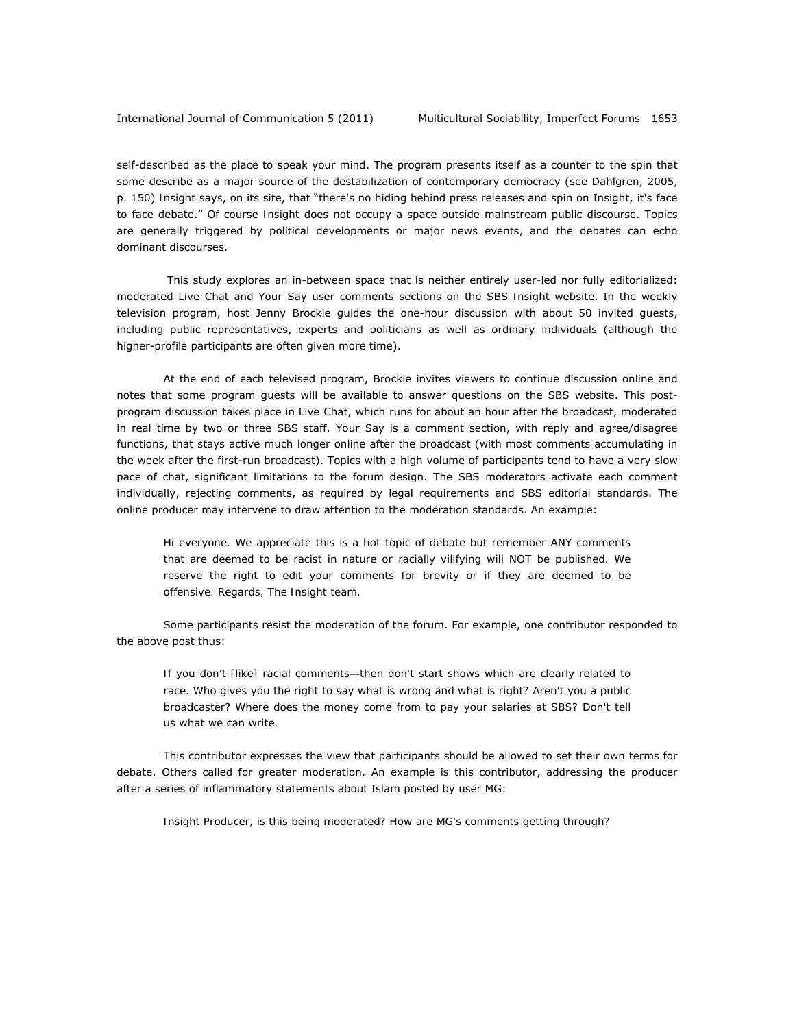self-described as the place to speak your mind. The program presents itself as a counter to the spin that some describe as a major source of the destabilization of contemporary democracy (see Dahlgren, 2005, p. 150) Insight says, on its site, that "there's no hiding behind press releases and spin on Insight, it's face to face debate." Of course Insight does not occupy a space outside mainstream public discourse. Topics are generally triggered by political developments or major news events, and the debates can echo dominant discourses.

This study explores an in-between space that is neither entirely user-led nor fully editorialized: moderated Live Chat and Your Say user comments sections on the SBS Insight website. In the weekly television program, host Jenny Brockie guides the one-hour discussion with about 50 invited guests, including public representatives, experts and politicians as well as ordinary individuals (although the higher-profile participants are often given more time).

At the end of each televised program, Brockie invites viewers to continue discussion online and notes that some program guests will be available to answer questions on the SBS website. This post-program discussion takes place in Live Chat, which runs for about an hour after the broadcast, moderated in real time by two or three SBS staff. Your Say is a comment section, with reply and agree/disagree functions, that stays active much longer online after the broadcast (with most comments accumulating in the week after the first-run broadcast). Topics with a high volume of participants tend to have a very slow pace of chat, significant limitations to the forum design. The SBS moderators activate each comment individually, rejecting comments, as required by legal requirements and SBS editorial standards. The online producer may intervene to draw attention to the moderation standards. An example:

> Hi everyone. We appreciate this is a hot topic of debate but remember ANY comments that are deemed to be racist in nature or racially vilifying will NOT be published. We reserve the right to edit your comments for brevity or if they are deemed to be offensive. Regards, The Insight team.

Some participants resist the moderation of the forum. For example, one contributor responded to the above post thus:

> If you don't [like] racial comments—then don't start shows which are clearly related to race. Who gives you the right to say what is wrong and what is right? Aren't you a public broadcaster? Where does the money come from to pay your salaries at SBS? Don't tell us what we can write.

This contributor expresses the view that participants should be allowed to set their own terms for debate. Others called for greater moderation. An example is this contributor, addressing the producer after a series of inflammatory statements about Islam posted by user MG:

> Insight Producer, is this being moderated? How are MG's comments getting through?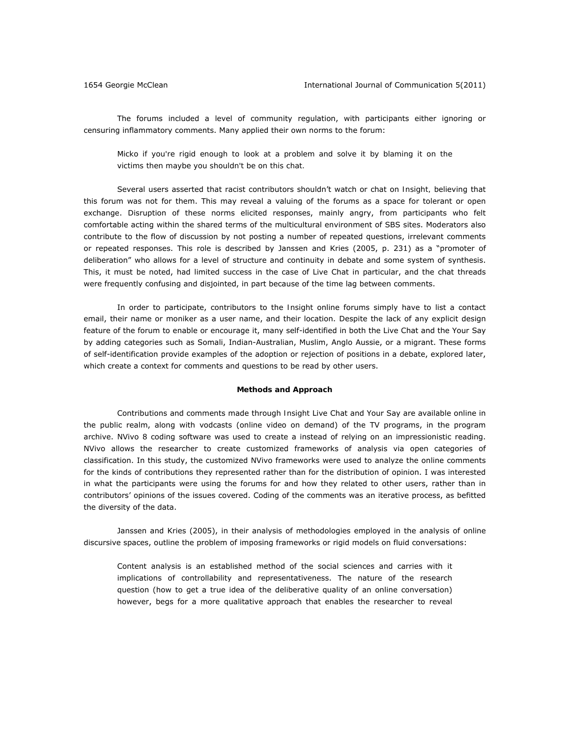The forums included a level of community regulation, with participants either ignoring or censuring inflammatory comments. Many applied their own norms to the forum:

> Micko if you're rigid enough to look at a problem and solve it by blaming it on the victims then maybe you shouldn't be on this chat.

Several users asserted that racist contributors shouldn't watch or chat on Insight, believing that this forum was not for them. This may reveal a valuing of the forums as a space for tolerant or open exchange. Disruption of these norms elicited responses, mainly angry, from participants who felt comfortable acting within the shared terms of the multicultural environment of SBS sites. Moderators also contribute to the flow of discussion by not posting a number of repeated questions, irrelevant comments or repeated responses. This role is described by Janssen and Kries (2005, p. 231) as a "promoter of deliberation" who allows for a level of structure and continuity in debate and some system of synthesis. This, it must be noted, had limited success in the case of Live Chat in particular, and the chat threads were frequently confusing and disjointed, in part because of the time lag between comments.

In order to participate, contributors to the Insight online forums simply have to list a contact email, their name or moniker as a user name, and their location. Despite the lack of any explicit design feature of the forum to enable or encourage it, many self-identified in both the Live Chat and the Your Say by adding categories such as Somali, Indian-Australian, Muslim, Anglo Aussie, or a migrant. These forms of self-identification provide examples of the adoption or rejection of positions in a debate, explored later, which create a context for comments and questions to be read by other users.

**Methods and Approach**

Contributions and comments made through Insight Live Chat and Your Say are available online in the public realm, along with vodcasts (online video on demand) of the TV programs, in the program archive. NVivo 8 coding software was used to create a instead of relying on an impressionistic reading. NVivo allows the researcher to create customized frameworks of analysis via open categories of classification. In this study, the customized NVivo frameworks were used to analyze the online comments for the kinds of contributions they represented rather than for the distribution of opinion. I was interested in what the participants were using the forums for and how they related to other users, rather than in contributors' opinions of the issues covered. Coding of the comments was an iterative process, as befitted the diversity of the data.

Janssen and Kries (2005), in their analysis of methodologies employed in the analysis of online discursive spaces, outline the problem of imposing frameworks or rigid models on fluid conversations:

> Content analysis is an established method of the social sciences and carries with it implications of controllability and representativeness. The nature of the research question (how to get a true idea of the deliberative quality of an online conversation) however, begs for a more qualitative approach that enables the researcher to reveal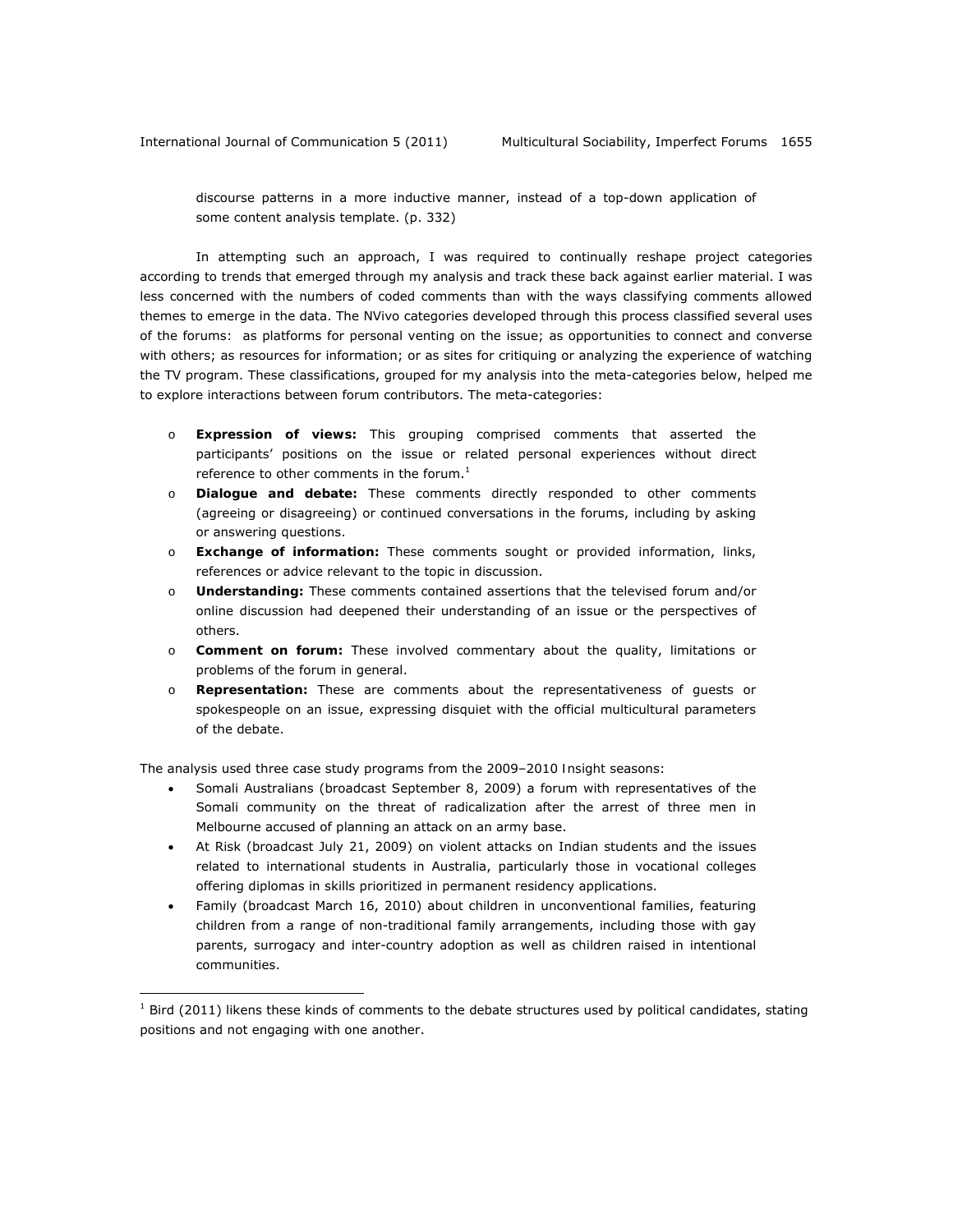> discourse patterns in a more inductive manner, instead of a top-down application of some content analysis template. (p. 332)

In attempting such an approach, I was required to continually reshape project categories according to trends that emerged through my analysis and track these back against earlier material. I was less concerned with the numbers of coded comments than with the ways classifying comments allowed themes to emerge in the data. The NVivo categories developed through this process classified several uses of the forums: as platforms for personal venting on the issue; as opportunities to connect and converse with others; as resources for information; or as sites for critiquing or analyzing the experience of watching the TV program. These classifications, grouped for my analysis into the meta-categories below, helped me to explore interactions between forum contributors. The meta-categories:

- **Expression of views:** This grouping comprised comments that asserted the participants' positions on the issue or related personal experiences without direct reference to other comments in the forum.[1]
- **Dialogue and debate:** These comments directly responded to other comments (agreeing or disagreeing) or continued conversations in the forums, including by asking or answering questions.
- **Exchange of information:** These comments sought or provided information, links, references or advice relevant to the topic in discussion.
- **Understanding:** These comments contained assertions that the televised forum and/or online discussion had deepened their understanding of an issue or the perspectives of others.
- **Comment on forum:** These involved commentary about the quality, limitations or problems of the forum in general.
- **Representation:** These are comments about the representativeness of guests or spokespeople on an issue, expressing disquiet with the official multicultural parameters of the debate.

The analysis used three case study programs from the 2009–2010 Insight seasons:

- Somali Australians (broadcast September 8, 2009) a forum with representatives of the Somali community on the threat of radicalization after the arrest of three men in Melbourne accused of planning an attack on an army base.
- At Risk (broadcast July 21, 2009) on violent attacks on Indian students and the issues related to international students in Australia, particularly those in vocational colleges offering diplomas in skills prioritized in permanent residency applications.
- Family (broadcast March 16, 2010) about children in unconventional families, featuring children from a range of non-traditional family arrangements, including those with gay parents, surrogacy and inter-country adoption as well as children raised in intentional communities.

---

[1] Bird (2011) likens these kinds of comments to the debate structures used by political candidates, stating positions and not engaging with one another.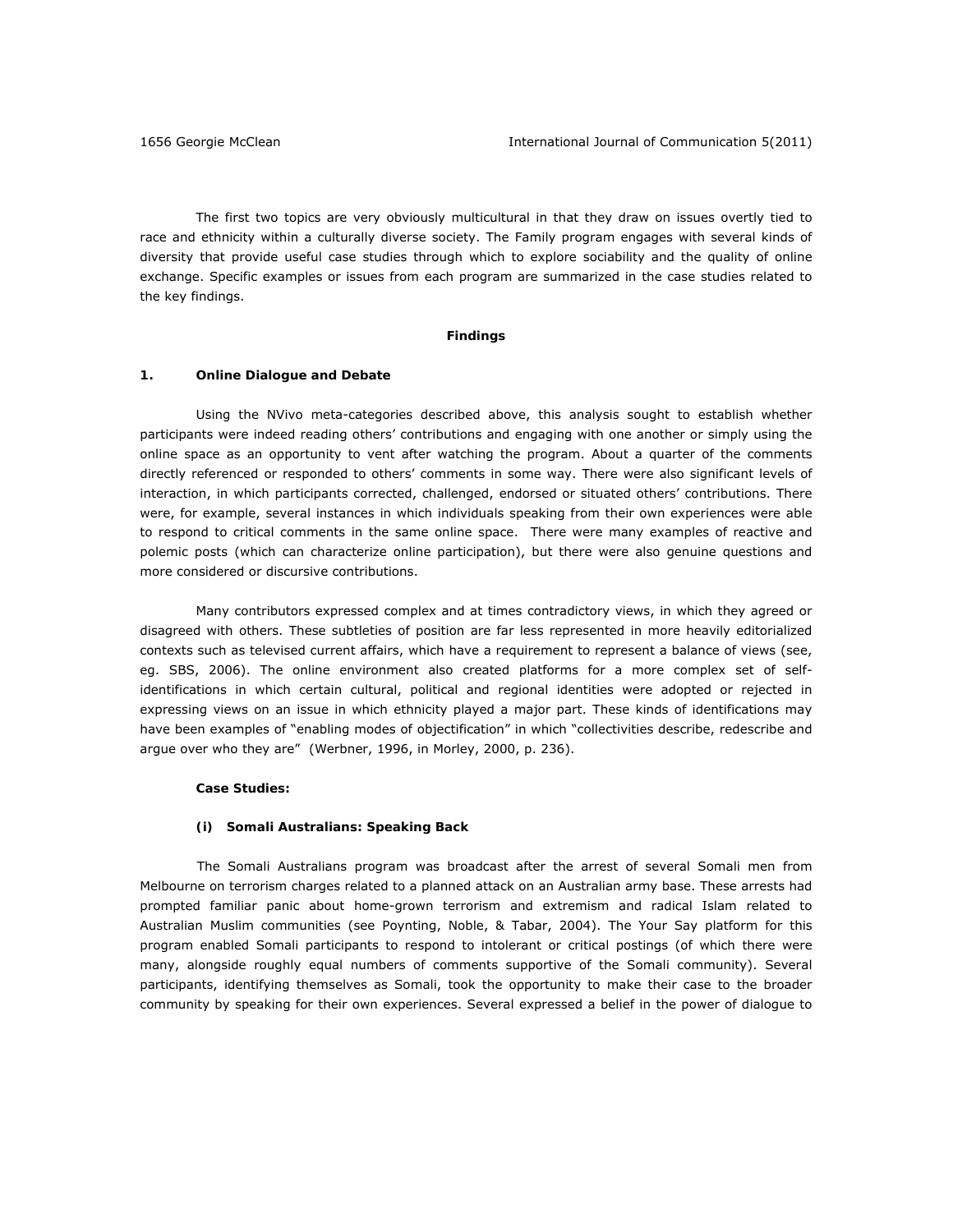The first two topics are very obviously multicultural in that they draw on issues overtly tied to race and ethnicity within a culturally diverse society. The Family program engages with several kinds of diversity that provide useful case studies through which to explore sociability and the quality of online exchange. Specific examples or issues from each program are summarized in the case studies related to the key findings.

## Findings

### 1. Online Dialogue and Debate

Using the NVivo meta-categories described above, this analysis sought to establish whether participants were indeed reading others' contributions and engaging with one another or simply using the online space as an opportunity to vent after watching the program. About a quarter of the comments directly referenced or responded to others' comments in some way. There were also significant levels of interaction, in which participants corrected, challenged, endorsed or situated others' contributions. There were, for example, several instances in which individuals speaking from their own experiences were able to respond to critical comments in the same online space. There were many examples of reactive and polemic posts (which can characterize online participation), but there were also genuine questions and more considered or discursive contributions.

Many contributors expressed complex and at times contradictory views, in which they agreed or disagreed with others. These subtleties of position are far less represented in more heavily editorialized contexts such as televised current affairs, which have a requirement to represent a balance of views (see, eg. SBS, 2006). The online environment also created platforms for a more complex set of self-identifications in which certain cultural, political and regional identities were adopted or rejected in expressing views on an issue in which ethnicity played a major part. These kinds of identifications may have been examples of "enabling modes of objectification" in which "collectivities describe, redescribe and argue over who they are" (Werbner, 1996, in Morley, 2000, p. 236).

**Case Studies:**

**(i) Somali Australians: Speaking Back**

The Somali Australians program was broadcast after the arrest of several Somali men from Melbourne on terrorism charges related to a planned attack on an Australian army base. These arrests had prompted familiar panic about home-grown terrorism and extremism and radical Islam related to Australian Muslim communities (see Poynting, Noble, & Tabar, 2004). The Your Say platform for this program enabled Somali participants to respond to intolerant or critical postings (of which there were many, alongside roughly equal numbers of comments supportive of the Somali community). Several participants, identifying themselves as Somali, took the opportunity to make their case to the broader community by speaking for their own experiences. Several expressed a belief in the power of dialogue to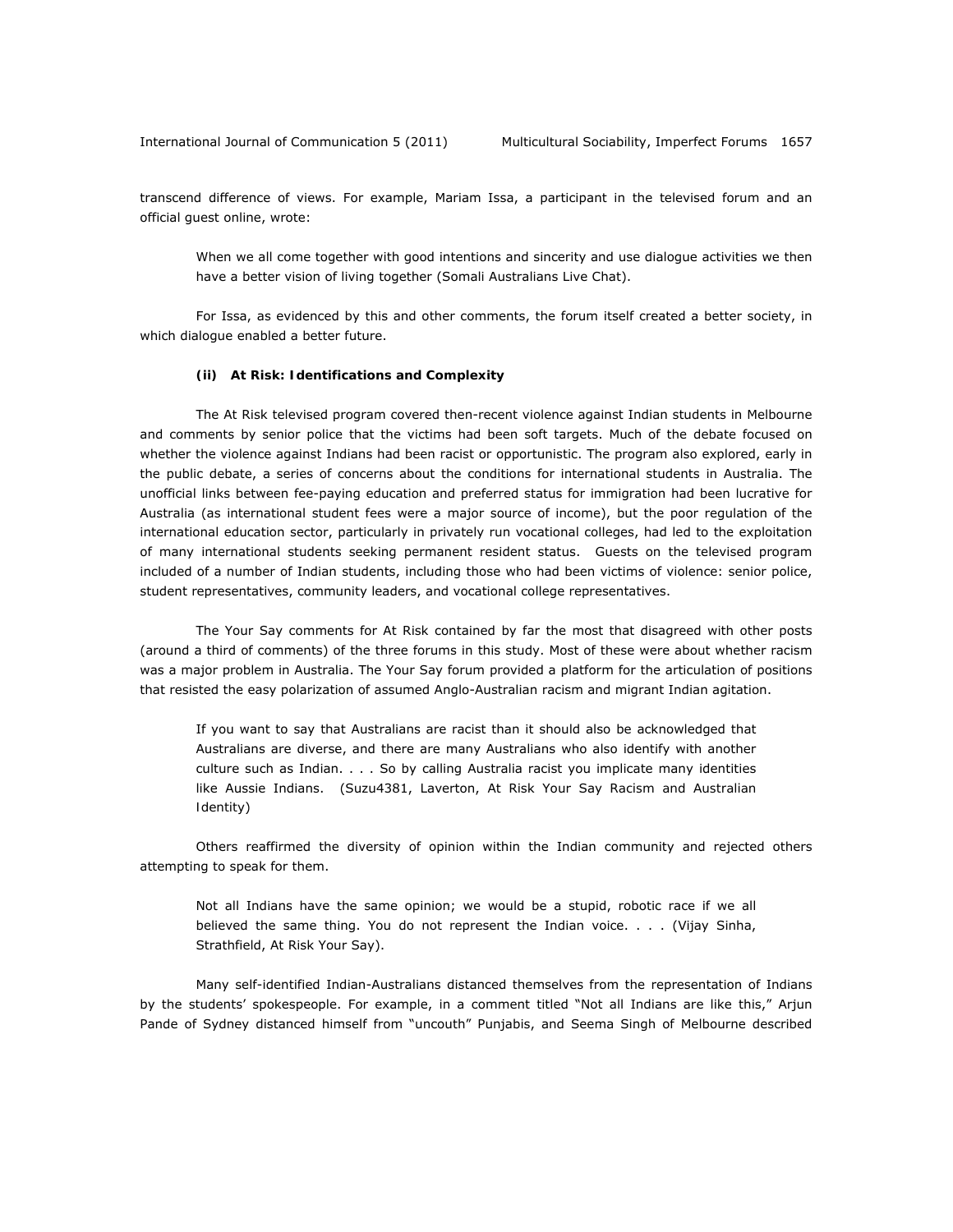transcend difference of views. For example, Mariam Issa, a participant in the televised forum and an official guest online, wrote:

> When we all come together with good intentions and sincerity and use dialogue activities we then have a better vision of living together (Somali Australians Live Chat).

For Issa, as evidenced by this and other comments, the forum itself created a better society, in which dialogue enabled a better future.

#### *(ii) At Risk: Identifications and Complexity*

The At Risk televised program covered then-recent violence against Indian students in Melbourne and comments by senior police that the victims had been soft targets. Much of the debate focused on whether the violence against Indians had been racist or opportunistic. The program also explored, early in the public debate, a series of concerns about the conditions for international students in Australia. The unofficial links between fee-paying education and preferred status for immigration had been lucrative for Australia (as international student fees were a major source of income), but the poor regulation of the international education sector, particularly in privately run vocational colleges, had led to the exploitation of many international students seeking permanent resident status. Guests on the televised program included of a number of Indian students, including those who had been victims of violence: senior police, student representatives, community leaders, and vocational college representatives.

The Your Say comments for At Risk contained by far the most that disagreed with other posts (around a third of comments) of the three forums in this study. Most of these were about whether racism was a major problem in Australia. The Your Say forum provided a platform for the articulation of positions that resisted the easy polarization of assumed Anglo-Australian racism and migrant Indian agitation.

> If you want to say that Australians are racist than it should also be acknowledged that Australians are diverse, and there are many Australians who also identify with another culture such as Indian. . . . So by calling Australia racist you implicate many identities like Aussie Indians. (Suzu4381, Laverton, At Risk Your Say Racism and Australian Identity)

Others reaffirmed the diversity of opinion within the Indian community and rejected others attempting to speak for them.

> Not all Indians have the same opinion; we would be a stupid, robotic race if we all believed the same thing. You do not represent the Indian voice. . . . (Vijay Sinha, Strathfield, At Risk Your Say).

Many self-identified Indian-Australians distanced themselves from the representation of Indians by the students' spokespeople. For example, in a comment titled "Not all Indians are like this," Arjun Pande of Sydney distanced himself from "uncouth" Punjabis, and Seema Singh of Melbourne described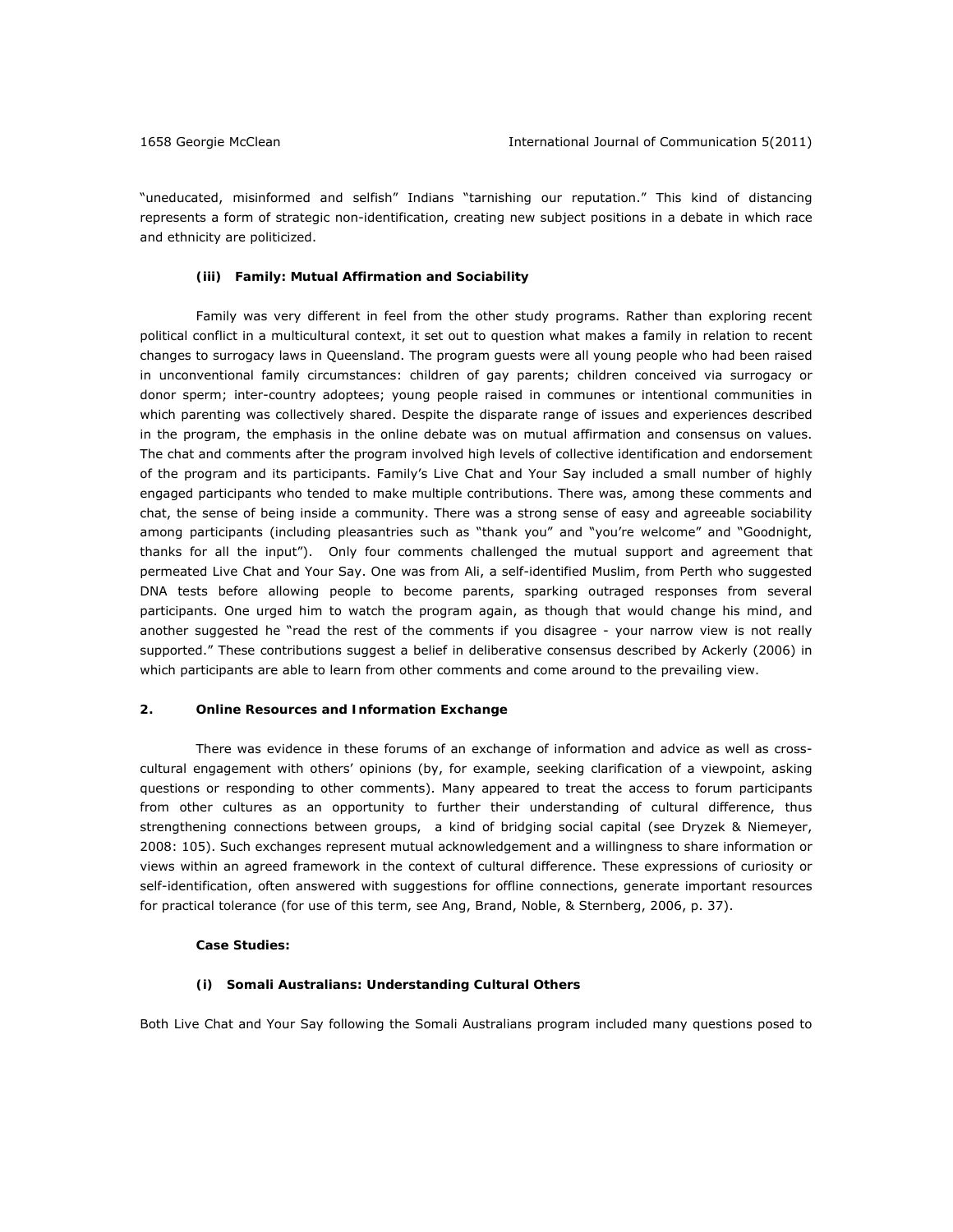"uneducated, misinformed and selfish" Indians "tarnishing our reputation." This kind of distancing represents a form of strategic non-identification, creating new subject positions in a debate in which race and ethnicity are politicized.

#### (iii) Family: Mutual Affirmation and Sociability

Family was very different in feel from the other study programs. Rather than exploring recent political conflict in a multicultural context, it set out to question what makes a family in relation to recent changes to surrogacy laws in Queensland. The program guests were all young people who had been raised in unconventional family circumstances: children of gay parents; children conceived via surrogacy or donor sperm; inter-country adoptees; young people raised in communes or intentional communities in which parenting was collectively shared. Despite the disparate range of issues and experiences described in the program, the emphasis in the online debate was on mutual affirmation and consensus on values. The chat and comments after the program involved high levels of collective identification and endorsement of the program and its participants. Family's Live Chat and Your Say included a small number of highly engaged participants who tended to make multiple contributions. There was, among these comments and chat, the sense of being inside a community. There was a strong sense of easy and agreeable sociability among participants (including pleasantries such as "thank you" and "you're welcome" and "Goodnight, thanks for all the input"). Only four comments challenged the mutual support and agreement that permeated Live Chat and Your Say. One was from Ali, a self-identified Muslim, from Perth who suggested DNA tests before allowing people to become parents, sparking outraged responses from several participants. One urged him to watch the program again, as though that would change his mind, and another suggested he "read the rest of the comments if you disagree - your narrow view is not really supported." These contributions suggest a belief in deliberative consensus described by Ackerly (2006) in which participants are able to learn from other comments and come around to the prevailing view.

### 2. Online Resources and Information Exchange

There was evidence in these forums of an exchange of information and advice as well as cross-cultural engagement with others' opinions (by, for example, seeking clarification of a viewpoint, asking questions or responding to other comments). Many appeared to treat the access to forum participants from other cultures as an opportunity to further their understanding of cultural difference, thus strengthening connections between groups, a kind of bridging social capital (see Dryzek & Niemeyer, 2008: 105). Such exchanges represent mutual acknowledgement and a willingness to share information or views within an agreed framework in the context of cultural difference. These expressions of curiosity or self-identification, often answered with suggestions for offline connections, generate important resources for practical tolerance (for use of this term, see Ang, Brand, Noble, & Sternberg, 2006, p. 37).

**Case Studies:**

#### (i) Somali Australians: Understanding Cultural Others

Both Live Chat and Your Say following the Somali Australians program included many questions posed to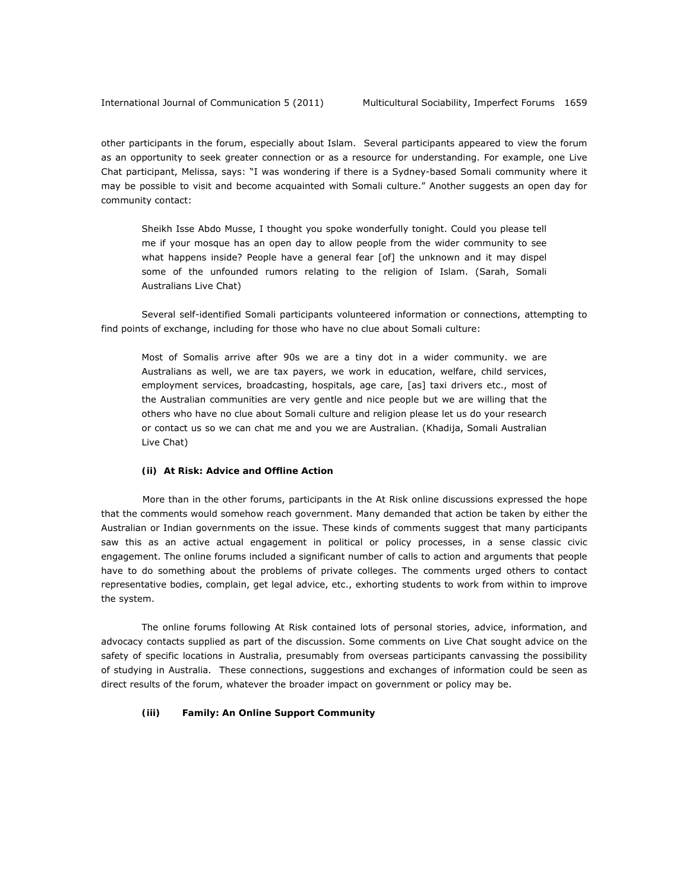other participants in the forum, especially about Islam. Several participants appeared to view the forum as an opportunity to seek greater connection or as a resource for understanding. For example, one Live Chat participant, Melissa, says: "I was wondering if there is a Sydney-based Somali community where it may be possible to visit and become acquainted with Somali culture." Another suggests an open day for community contact:

> Sheikh Isse Abdo Musse, I thought you spoke wonderfully tonight. Could you please tell me if your mosque has an open day to allow people from the wider community to see what happens inside? People have a general fear [of] the unknown and it may dispel some of the unfounded rumors relating to the religion of Islam. (Sarah, Somali Australians Live Chat)

Several self-identified Somali participants volunteered information or connections, attempting to find points of exchange, including for those who have no clue about Somali culture:

> Most of Somalis arrive after 90s we are a tiny dot in a wider community. we are Australians as well, we are tax payers, we work in education, welfare, child services, employment services, broadcasting, hospitals, age care, [as] taxi drivers etc., most of the Australian communities are very gentle and nice people but we are willing that the others who have no clue about Somali culture and religion please let us do your research or contact us so we can chat me and you we are Australian. (Khadija, Somali Australian Live Chat)

#### (ii) At Risk: Advice and Offline Action

More than in the other forums, participants in the At Risk online discussions expressed the hope that the comments would somehow reach government. Many demanded that action be taken by either the Australian or Indian governments on the issue. These kinds of comments suggest that many participants saw this as an active actual engagement in political or policy processes, in a sense classic civic engagement. The online forums included a significant number of calls to action and arguments that people have to do something about the problems of private colleges. The comments urged others to contact representative bodies, complain, get legal advice, etc., exhorting students to work from within to improve the system.

The online forums following At Risk contained lots of personal stories, advice, information, and advocacy contacts supplied as part of the discussion. Some comments on Live Chat sought advice on the safety of specific locations in Australia, presumably from overseas participants canvassing the possibility of studying in Australia. These connections, suggestions and exchanges of information could be seen as direct results of the forum, whatever the broader impact on government or policy may be.

#### (iii) Family: An Online Support Community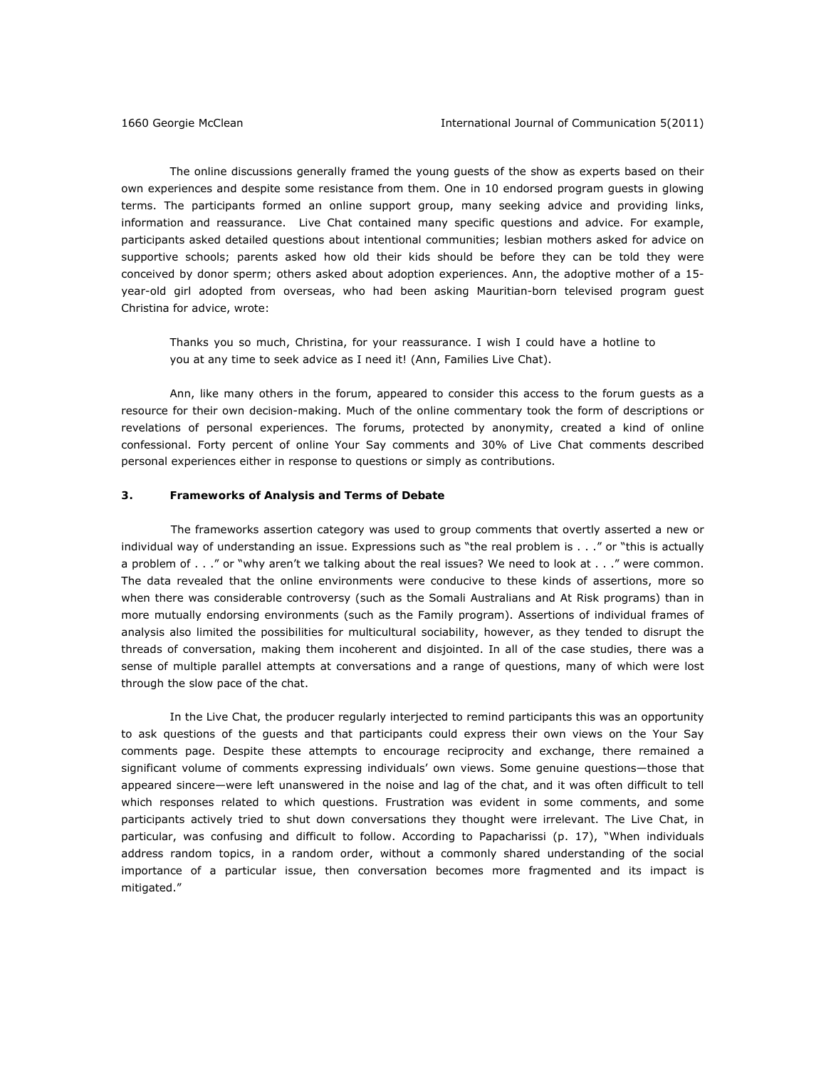The online discussions generally framed the young guests of the show as experts based on their own experiences and despite some resistance from them. One in 10 endorsed program guests in glowing terms. The participants formed an online support group, many seeking advice and providing links, information and reassurance. Live Chat contained many specific questions and advice. For example, participants asked detailed questions about intentional communities; lesbian mothers asked for advice on supportive schools; parents asked how old their kids should be before they can be told they were conceived by donor sperm; others asked about adoption experiences. Ann, the adoptive mother of a 15-year-old girl adopted from overseas, who had been asking Mauritian-born televised program guest Christina for advice, wrote:

> Thanks you so much, Christina, for your reassurance. I wish I could have a hotline to you at any time to seek advice as I need it! (Ann, Families Live Chat).

Ann, like many others in the forum, appeared to consider this access to the forum guests as a resource for their own decision-making. Much of the online commentary took the form of descriptions or revelations of personal experiences. The forums, protected by anonymity, created a kind of online confessional. Forty percent of online Your Say comments and 30% of Live Chat comments described personal experiences either in response to questions or simply as contributions.

### 3. Frameworks of Analysis and Terms of Debate

The frameworks assertion category was used to group comments that overtly asserted a new or individual way of understanding an issue. Expressions such as "the real problem is . . ." or "this is actually a problem of . . ." or "why aren't we talking about the real issues? We need to look at . . ." were common. The data revealed that the online environments were conducive to these kinds of assertions, more so when there was considerable controversy (such as the Somali Australians and At Risk programs) than in more mutually endorsing environments (such as the Family program). Assertions of individual frames of analysis also limited the possibilities for multicultural sociability, however, as they tended to disrupt the threads of conversation, making them incoherent and disjointed. In all of the case studies, there was a sense of multiple parallel attempts at conversations and a range of questions, many of which were lost through the slow pace of the chat.

In the Live Chat, the producer regularly interjected to remind participants this was an opportunity to ask questions of the guests and that participants could express their own views on the Your Say comments page. Despite these attempts to encourage reciprocity and exchange, there remained a significant volume of comments expressing individuals' own views. Some genuine questions—those that appeared sincere—were left unanswered in the noise and lag of the chat, and it was often difficult to tell which responses related to which questions. Frustration was evident in some comments, and some participants actively tried to shut down conversations they thought were irrelevant. The Live Chat, in particular, was confusing and difficult to follow. According to Papacharissi (p. 17), "When individuals address random topics, in a random order, without a commonly shared understanding of the social importance of a particular issue, then conversation becomes more fragmented and its impact is mitigated."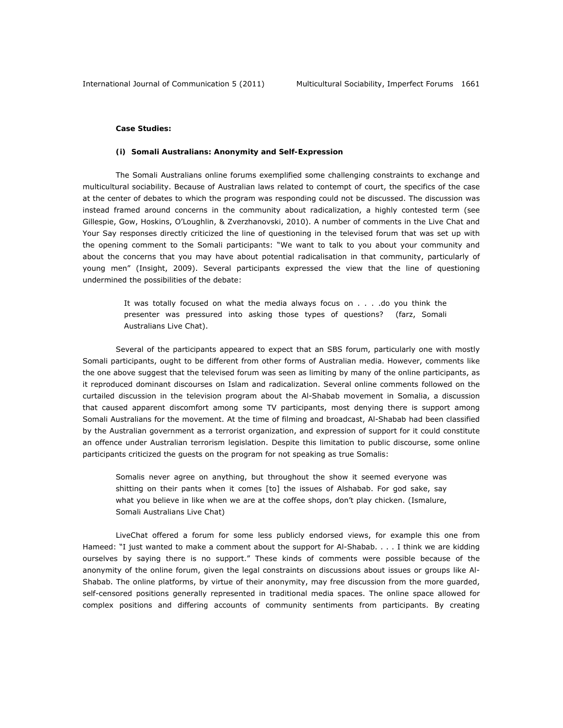**Case Studies:**

***(i) Somali Australians: Anonymity and Self-Expression***

The Somali Australians online forums exemplified some challenging constraints to exchange and multicultural sociability. Because of Australian laws related to contempt of court, the specifics of the case at the center of debates to which the program was responding could not be discussed. The discussion was instead framed around concerns in the community about radicalization, a highly contested term (see Gillespie, Gow, Hoskins, O'Loughlin, & Zverzhanovski, 2010). A number of comments in the Live Chat and Your Say responses directly criticized the line of questioning in the televised forum that was set up with the opening comment to the Somali participants: "We want to talk to you about your community and about the concerns that you may have about potential radicalisation in that community, particularly of young men" (Insight, 2009). Several participants expressed the view that the line of questioning undermined the possibilities of the debate:

> It was totally focused on what the media always focus on . . . .do you think the presenter was pressured into asking those types of questions? (farz, Somali Australians Live Chat).

Several of the participants appeared to expect that an SBS forum, particularly one with mostly Somali participants, ought to be different from other forms of Australian media. However, comments like the one above suggest that the televised forum was seen as limiting by many of the online participants, as it reproduced dominant discourses on Islam and radicalization. Several online comments followed on the curtailed discussion in the television program about the Al-Shabab movement in Somalia, a discussion that caused apparent discomfort among some TV participants, most denying there is support among Somali Australians for the movement. At the time of filming and broadcast, Al-Shabab had been classified by the Australian government as a terrorist organization, and expression of support for it could constitute an offence under Australian terrorism legislation. Despite this limitation to public discourse, some online participants criticized the guests on the program for not speaking as true Somalis:

> Somalis never agree on anything, but throughout the show it seemed everyone was shitting on their pants when it comes [to] the issues of Alshabab. For god sake, say what you believe in like when we are at the coffee shops, don't play chicken. (Ismalure, Somali Australians Live Chat)

LiveChat offered a forum for some less publicly endorsed views, for example this one from Hameed: "I just wanted to make a comment about the support for Al-Shabab. . . . I think we are kidding ourselves by saying there is no support." These kinds of comments were possible because of the anonymity of the online forum, given the legal constraints on discussions about issues or groups like Al-Shabab. The online platforms, by virtue of their anonymity, may free discussion from the more guarded, self-censored positions generally represented in traditional media spaces. The online space allowed for complex positions and differing accounts of community sentiments from participants. By creating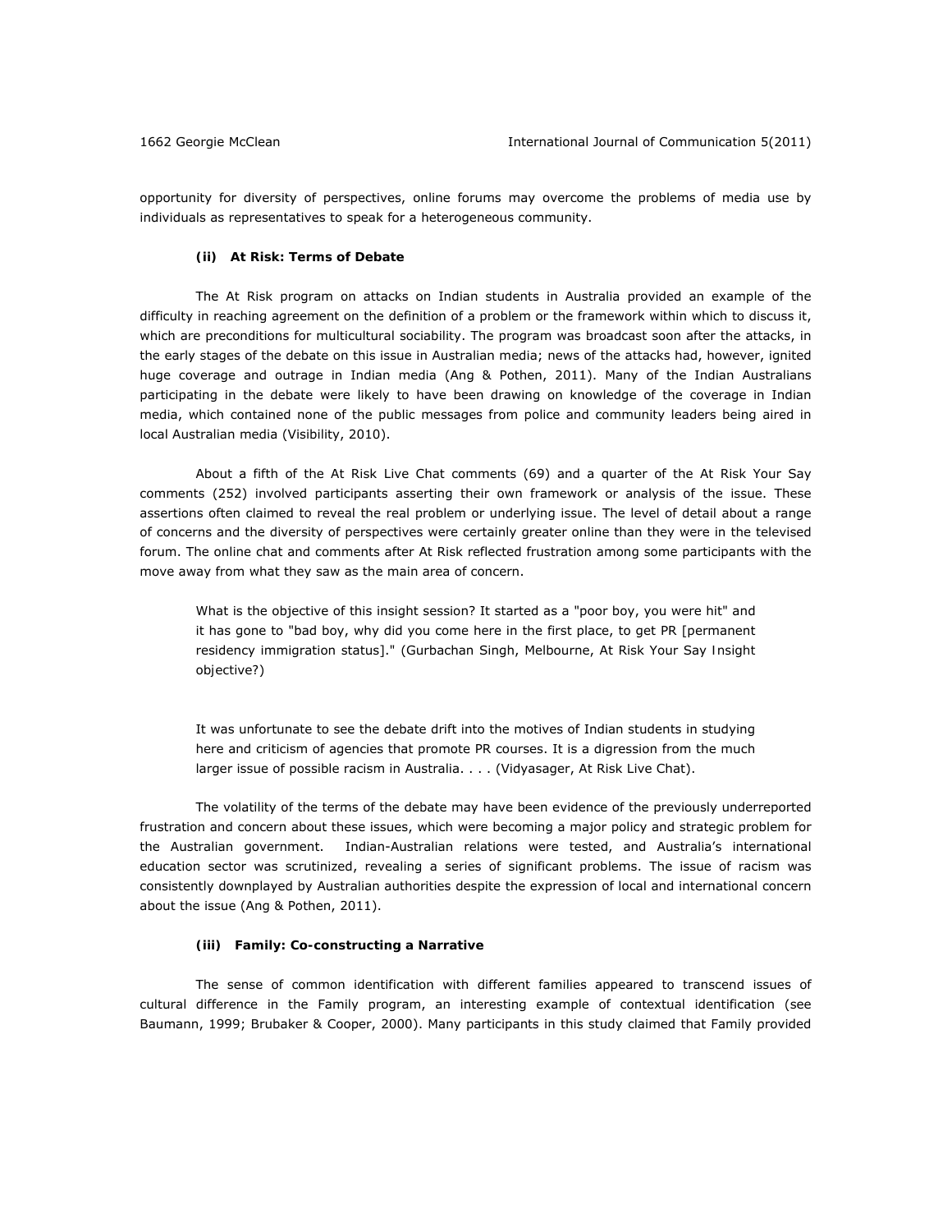opportunity for diversity of perspectives, online forums may overcome the problems of media use by individuals as representatives to speak for a heterogeneous community.

### (ii) At Risk: Terms of Debate

The At Risk program on attacks on Indian students in Australia provided an example of the difficulty in reaching agreement on the definition of a problem or the framework within which to discuss it, which are preconditions for multicultural sociability. The program was broadcast soon after the attacks, in the early stages of the debate on this issue in Australian media; news of the attacks had, however, ignited huge coverage and outrage in Indian media (Ang & Pothen, 2011). Many of the Indian Australians participating in the debate were likely to have been drawing on knowledge of the coverage in Indian media, which contained none of the public messages from police and community leaders being aired in local Australian media (Visibility, 2010).

About a fifth of the At Risk Live Chat comments (69) and a quarter of the At Risk Your Say comments (252) involved participants asserting their own framework or analysis of the issue. These assertions often claimed to reveal the real problem or underlying issue. The level of detail about a range of concerns and the diversity of perspectives were certainly greater online than they were in the televised forum. The online chat and comments after At Risk reflected frustration among some participants with the move away from what they saw as the main area of concern.

> What is the objective of this insight session? It started as a "poor boy, you were hit" and it has gone to "bad boy, why did you come here in the first place, to get PR [permanent residency immigration status]." (Gurbachan Singh, Melbourne, At Risk Your Say Insight objective?)

> It was unfortunate to see the debate drift into the motives of Indian students in studying here and criticism of agencies that promote PR courses. It is a digression from the much larger issue of possible racism in Australia. . . . (Vidyasager, At Risk Live Chat).

The volatility of the terms of the debate may have been evidence of the previously underreported frustration and concern about these issues, which were becoming a major policy and strategic problem for the Australian government. Indian-Australian relations were tested, and Australia's international education sector was scrutinized, revealing a series of significant problems. The issue of racism was consistently downplayed by Australian authorities despite the expression of local and international concern about the issue (Ang & Pothen, 2011).

### (iii) Family: Co-constructing a Narrative

The sense of common identification with different families appeared to transcend issues of cultural difference in the Family program, an interesting example of contextual identification (see Baumann, 1999; Brubaker & Cooper, 2000). Many participants in this study claimed that Family provided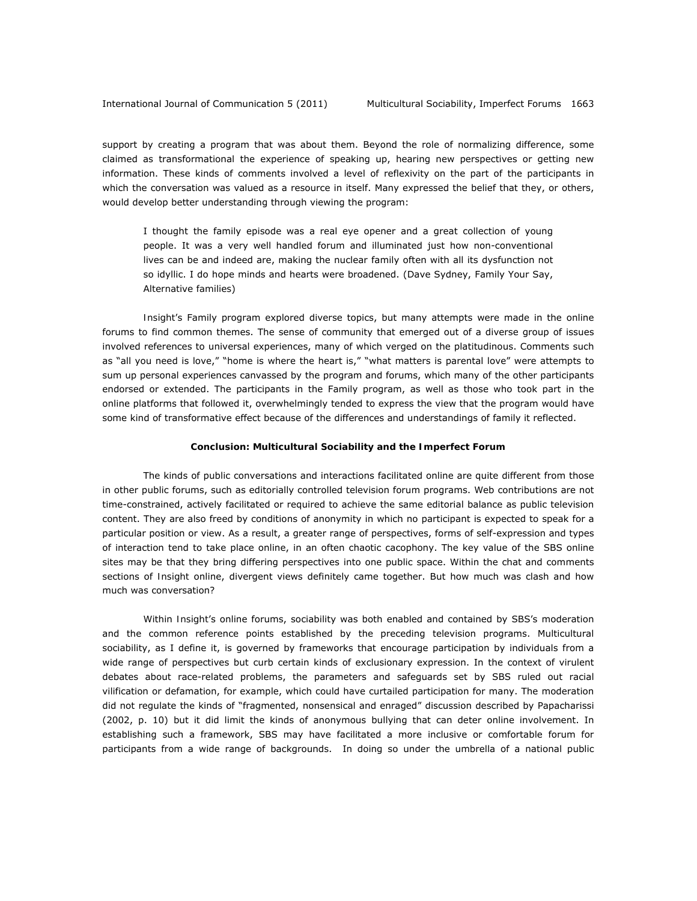support by creating a program that was about them. Beyond the role of normalizing difference, some claimed as transformational the experience of speaking up, hearing new perspectives or getting new information. These kinds of comments involved a level of reflexivity on the part of the participants in which the conversation was valued as a resource in itself. Many expressed the belief that they, or others, would develop better understanding through viewing the program:

> I thought the family episode was a real eye opener and a great collection of young people. It was a very well handled forum and illuminated just how non-conventional lives can be and indeed are, making the nuclear family often with all its dysfunction not so idyllic. I do hope minds and hearts were broadened. (Dave Sydney, Family Your Say, Alternative families)

*Insight*'s Family program explored diverse topics, but many attempts were made in the online forums to find common themes. The sense of community that emerged out of a diverse group of issues involved references to universal experiences, many of which verged on the platitudinous. Comments such as "all you need is love," "home is where the heart is," "what matters is parental love" were attempts to sum up personal experiences canvassed by the program and forums, which many of the other participants endorsed or extended. The participants in the Family program, as well as those who took part in the online platforms that followed it, overwhelmingly tended to express the view that the program would have some kind of transformative effect because of the differences and understandings of family it reflected.

## Conclusion: Multicultural Sociability and the Imperfect Forum

The kinds of public conversations and interactions facilitated online are quite different from those in other public forums, such as editorially controlled television forum programs. Web contributions are not time-constrained, actively facilitated or required to achieve the same editorial balance as public television content. They are also freed by conditions of anonymity in which no participant is expected to speak for a particular position or view. As a result, a greater range of perspectives, forms of self-expression and types of interaction tend to take place online, in an often chaotic cacophony. The key value of the SBS online sites may be that they bring differing perspectives into one public space. Within the chat and comments sections of *Insight* online, divergent views definitely came together. But how much was clash and how much was conversation?

Within *Insight*'s online forums, sociability was both enabled and contained by SBS's moderation and the common reference points established by the preceding television programs. Multicultural sociability, as I define it, is governed by frameworks that encourage participation by individuals from a wide range of perspectives but curb certain kinds of exclusionary expression. In the context of virulent debates about race-related problems, the parameters and safeguards set by SBS ruled out racial vilification or defamation, for example, which could have curtailed participation for many. The moderation did not regulate the kinds of "fragmented, nonsensical and enraged" discussion described by Papacharissi (2002, p. 10) but it did limit the kinds of anonymous bullying that can deter online involvement. In establishing such a framework, SBS may have facilitated a more inclusive or comfortable forum for participants from a wide range of backgrounds. In doing so under the umbrella of a national public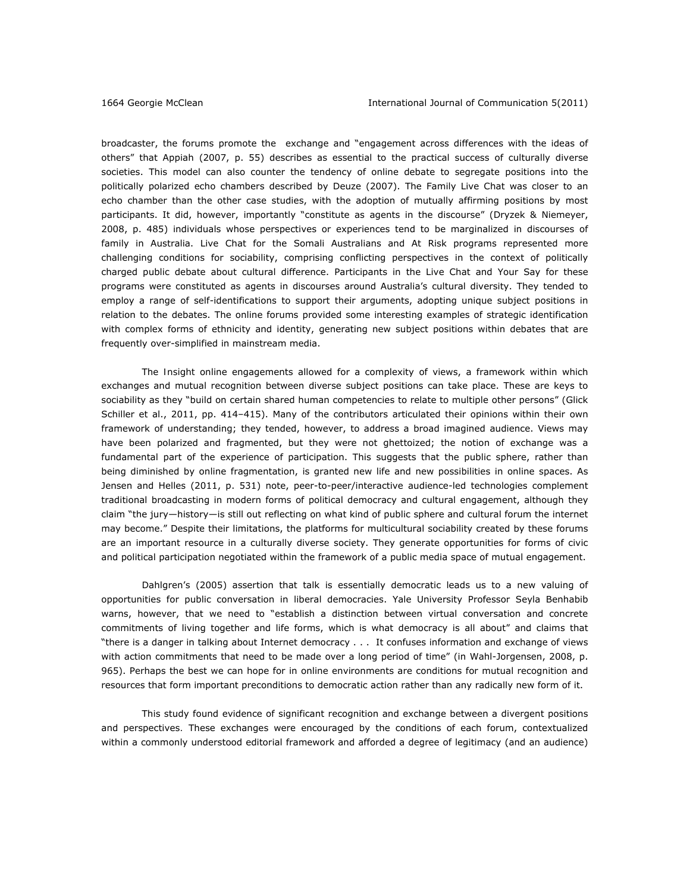broadcaster, the forums promote the exchange and "engagement across differences with the ideas of others" that Appiah (2007, p. 55) describes as essential to the practical success of culturally diverse societies. This model can also counter the tendency of online debate to segregate positions into the politically polarized echo chambers described by Deuze (2007). The Family Live Chat was closer to an echo chamber than the other case studies, with the adoption of mutually affirming positions by most participants. It did, however, importantly "constitute as agents in the discourse" (Dryzek & Niemeyer, 2008, p. 485) individuals whose perspectives or experiences tend to be marginalized in discourses of family in Australia. Live Chat for the Somali Australians and At Risk programs represented more challenging conditions for sociability, comprising conflicting perspectives in the context of politically charged public debate about cultural difference. Participants in the Live Chat and Your Say for these programs were constituted as agents in discourses around Australia's cultural diversity. They tended to employ a range of self-identifications to support their arguments, adopting unique subject positions in relation to the debates. The online forums provided some interesting examples of strategic identification with complex forms of ethnicity and identity, generating new subject positions within debates that are frequently over-simplified in mainstream media.

The *Insight* online engagements allowed for a complexity of views, a framework within which exchanges and mutual recognition between diverse subject positions can take place. These are keys to sociability as they "build on certain shared human competencies to relate to multiple other persons" (Glick Schiller et al., 2011, pp. 414–415). Many of the contributors articulated their opinions within their own framework of understanding; they tended, however, to address a broad imagined audience. Views may have been polarized and fragmented, but they were not ghettoized; the notion of exchange was a fundamental part of the experience of participation. This suggests that the public sphere, rather than being diminished by online fragmentation, is granted new life and new possibilities in online spaces. As Jensen and Helles (2011, p. 531) note, peer-to-peer/interactive audience-led technologies complement traditional broadcasting in modern forms of political democracy and cultural engagement, although they claim "the jury—history—is still out reflecting on what kind of public sphere and cultural forum the internet may become." Despite their limitations, the platforms for multicultural sociability created by these forums are an important resource in a culturally diverse society. They generate opportunities for forms of civic and political participation negotiated within the framework of a public media space of mutual engagement.

Dahlgren's (2005) assertion that talk is essentially democratic leads us to a new valuing of opportunities for public conversation in liberal democracies. Yale University Professor Seyla Benhabib warns, however, that we need to "establish a distinction between virtual conversation and concrete commitments of living together and life forms, which is what democracy is all about" and claims that "there is a danger in talking about Internet democracy . . . It confuses information and exchange of views with action commitments that need to be made over a long period of time" (in Wahl-Jorgensen, 2008, p. 965). Perhaps the best we can hope for in online environments are conditions for mutual recognition and resources that form important preconditions to democratic action rather than any radically new form of it.

This study found evidence of significant recognition and exchange between a divergent positions and perspectives. These exchanges were encouraged by the conditions of each forum, contextualized within a commonly understood editorial framework and afforded a degree of legitimacy (and an audience)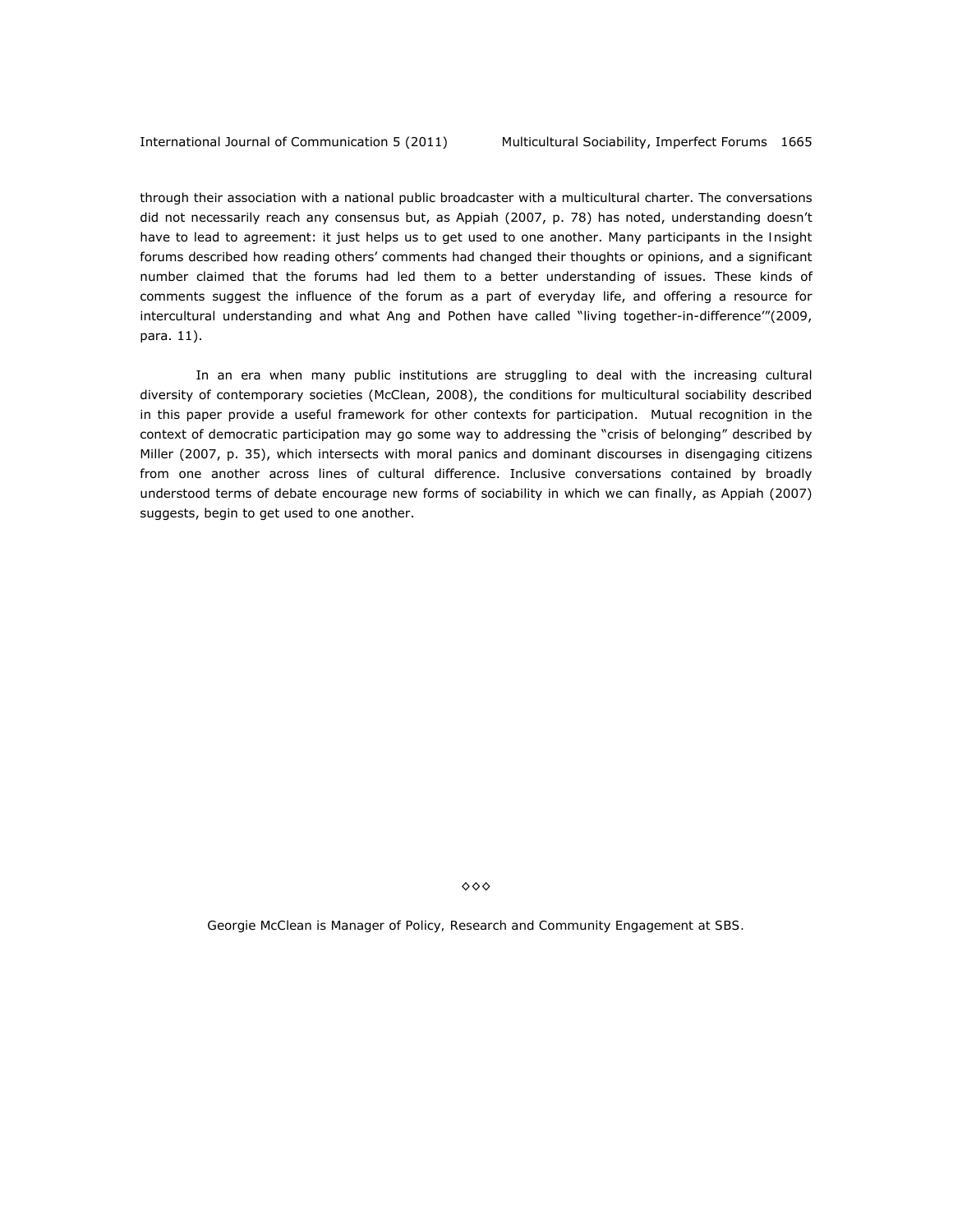through their association with a national public broadcaster with a multicultural charter. The conversations did not necessarily reach any consensus but, as Appiah (2007, p. 78) has noted, understanding doesn't have to lead to agreement: it just helps us to get used to one another. Many participants in the *Insight* forums described how reading others' comments had changed their thoughts or opinions, and a significant number claimed that the forums had led them to a better understanding of issues. These kinds of comments suggest the influence of the forum as a part of everyday life, and offering a resource for intercultural understanding and what Ang and Pothen have called "living together-in-difference'"(2009, para. 11).

In an era when many public institutions are struggling to deal with the increasing cultural diversity of contemporary societies (McClean, 2008), the conditions for multicultural sociability described in this paper provide a useful framework for other contexts for participation. Mutual recognition in the context of democratic participation may go some way to addressing the "crisis of belonging" described by Miller (2007, p. 35), which intersects with moral panics and dominant discourses in disengaging citizens from one another across lines of cultural difference. Inclusive conversations contained by broadly understood terms of debate encourage new forms of sociability in which we can finally, as Appiah (2007) suggests, begin to get used to one another.

◇◇◇

Georgie McClean is Manager of Policy, Research and Community Engagement at SBS.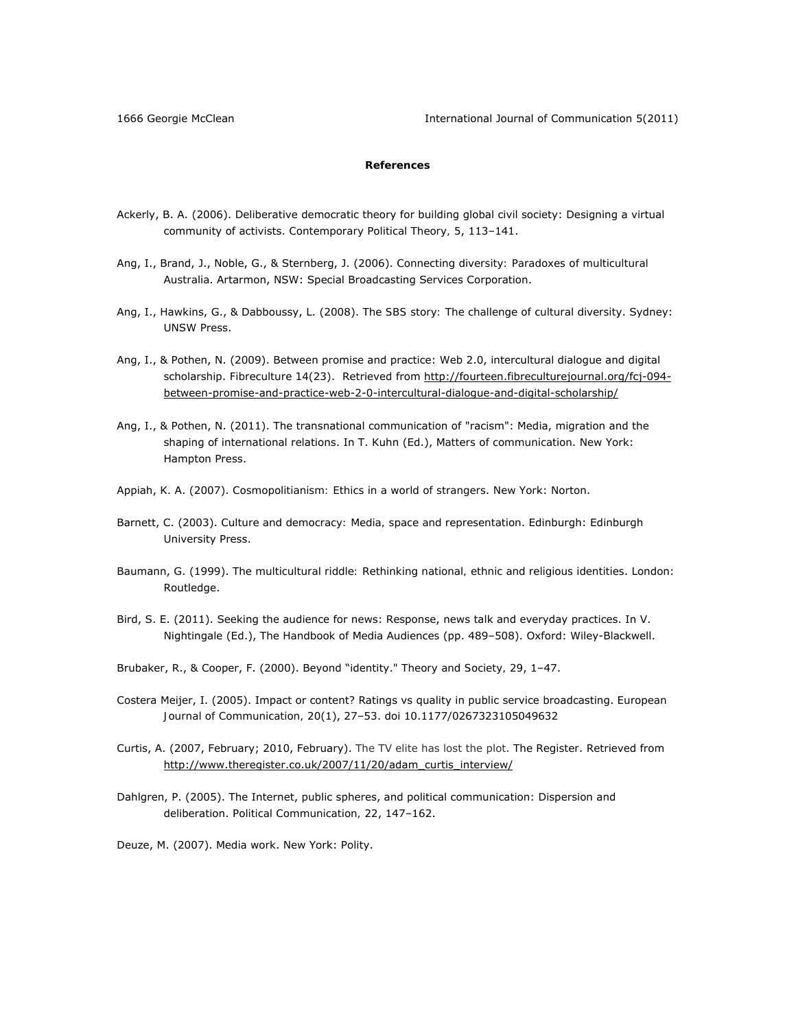**References**

Ackerly, B. A. (2006). Deliberative democratic theory for building global civil society: Designing a virtual community of activists. Contemporary Political Theory, 5, 113–141.

Ang, I., Brand, J., Noble, G., & Sternberg, J. (2006). Connecting diversity: Paradoxes of multicultural Australia. Artarmon, NSW: Special Broadcasting Services Corporation.

Ang, I., Hawkins, G., & Dabboussy, L. (2008). The SBS story: The challenge of cultural diversity. Sydney: UNSW Press.

Ang, I., & Pothen, N. (2009). Between promise and practice: Web 2.0, intercultural dialogue and digital scholarship. Fibreculture 14(23). Retrieved from http://fourteen.fibreculturejournal.org/fcj-094-between-promise-and-practice-web-2-0-intercultural-dialogue-and-digital-scholarship/

Ang, I., & Pothen, N. (2011). The transnational communication of "racism": Media, migration and the shaping of international relations. In T. Kuhn (Ed.), Matters of communication. New York: Hampton Press.

Appiah, K. A. (2007). Cosmopolitianism: Ethics in a world of strangers. New York: Norton.

Barnett, C. (2003). Culture and democracy: Media, space and representation. Edinburgh: Edinburgh University Press.

Baumann, G. (1999). The multicultural riddle: Rethinking national, ethnic and religious identities. London: Routledge.

Bird, S. E. (2011). Seeking the audience for news: Response, news talk and everyday practices. In V. Nightingale (Ed.), The Handbook of Media Audiences (pp. 489–508). Oxford: Wiley-Blackwell.

Brubaker, R., & Cooper, F. (2000). Beyond "identity." Theory and Society, 29, 1–47.

Costera Meijer, I. (2005). Impact or content? Ratings vs quality in public service broadcasting. European Journal of Communication, 20(1), 27–53. doi 10.1177/0267323105049632

Curtis, A. (2007, February; 2010, February). The TV elite has lost the plot. The Register. Retrieved from http://www.theregister.co.uk/2007/11/20/adam_curtis_interview/

Dahlgren, P. (2005). The Internet, public spheres, and political communication: Dispersion and deliberation. Political Communication, 22, 147–162.

Deuze, M. (2007). Media work. New York: Polity.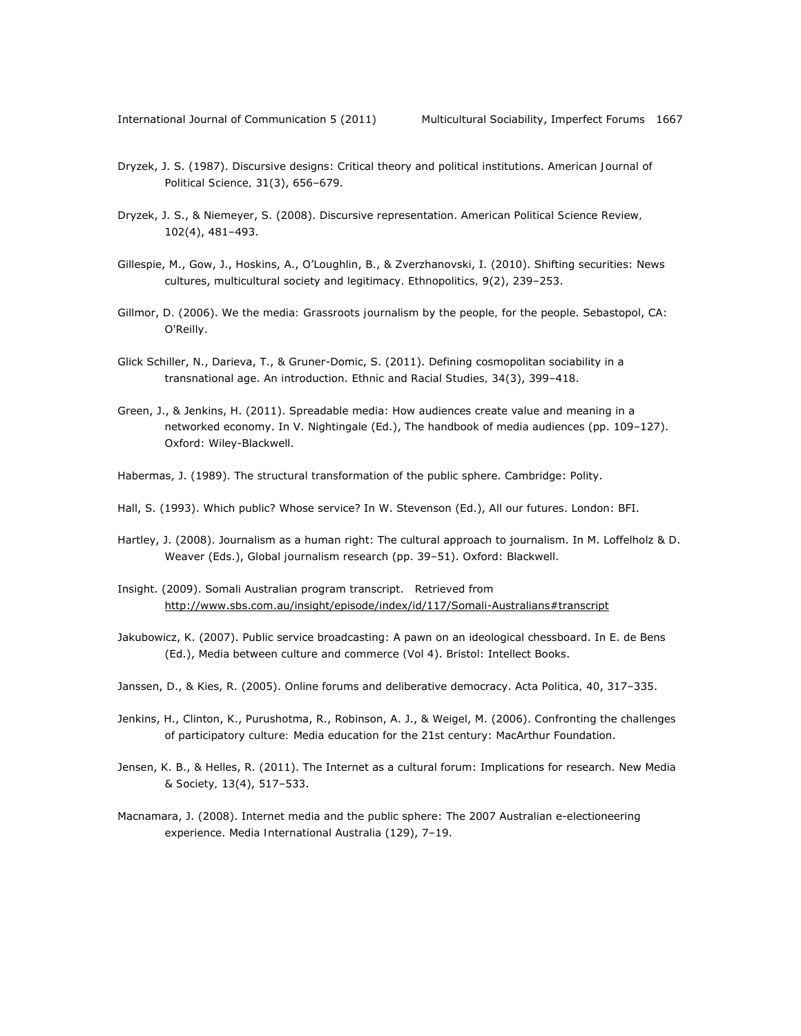Dryzek, J. S. (1987). Discursive designs: Critical theory and political institutions. *American Journal of Political Science*, *31*(3), 656–679.

Dryzek, J. S., & Niemeyer, S. (2008). Discursive representation. *American Political Science Review*, *102*(4), 481–493.

Gillespie, M., Gow, J., Hoskins, A., O'Loughlin, B., & Zverzhanovski, I. (2010). Shifting securities: News cultures, multicultural society and legitimacy. *Ethnopolitics*, *9*(2), 239–253.

Gillmor, D. (2006). *We the media: Grassroots journalism by the people, for the people*. Sebastopol, CA: O'Reilly.

Glick Schiller, N., Darieva, T., & Gruner-Domic, S. (2011). Defining cosmopolitan sociability in a transnational age. An introduction. *Ethnic and Racial Studies*, *34*(3), 399–418.

Green, J., & Jenkins, H. (2011). Spreadable media: How audiences create value and meaning in a networked economy. In V. Nightingale (Ed.), *The handbook of media audiences* (pp. 109–127). Oxford: Wiley-Blackwell.

Habermas, J. (1989). *The structural transformation of the public sphere*. Cambridge: Polity.

Hall, S. (1993). Which public? Whose service? In W. Stevenson (Ed.), *All our futures*. London: BFI.

Hartley, J. (2008). Journalism as a human right: The cultural approach to journalism. In M. Loffelholz & D. Weaver (Eds.), *Global journalism research* (pp. 39–51). Oxford: Blackwell.

Insight. (2009). Somali Australian program transcript. Retrieved from http://www.sbs.com.au/insight/episode/index/id/117/Somali-Australians#transcript

Jakubowicz, K. (2007). Public service broadcasting: A pawn on an ideological chessboard. In E. de Bens (Ed.), *Media between culture and commerce* (Vol 4). Bristol: Intellect Books.

Janssen, D., & Kies, R. (2005). Online forums and deliberative democracy. *Acta Politica*, *40*, 317–335.

Jenkins, H., Clinton, K., Purushotma, R., Robinson, A. J., & Weigel, M. (2006). *Confronting the challenges of participatory culture: Media education for the 21st century*: MacArthur Foundation.

Jensen, K. B., & Helles, R. (2011). The Internet as a cultural forum: Implications for research. *New Media & Society*, *13*(4), 517–533.

Macnamara, J. (2008). Internet media and the public sphere: The 2007 Australian e-electioneering experience. *Media International Australia* (129), 7–19.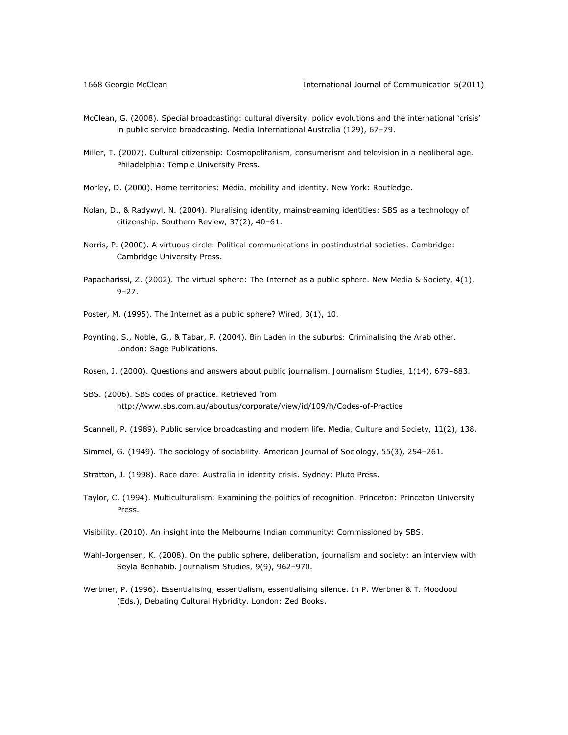McClean, G. (2008). Special broadcasting: cultural diversity, policy evolutions and the international 'crisis' in public service broadcasting. *Media International Australia* (129), 67–79.

Miller, T. (2007). *Cultural citizenship: Cosmopolitanism, consumerism and television in a neoliberal age*. Philadelphia: Temple University Press.

Morley, D. (2000). *Home territories: Media, mobility and identity*. New York: Routledge.

Nolan, D., & Radywyl, N. (2004). Pluralising identity, mainstreaming identities: SBS as a technology of citizenship. *Southern Review*, 37(2), 40–61.

Norris, P. (2000). *A virtuous circle: Political communications in postindustrial societies*. Cambridge: Cambridge University Press.

Papacharissi, Z. (2002). The virtual sphere: The Internet as a public sphere. *New Media & Society*, 4(1), 9–27.

Poster, M. (1995). The Internet as a public sphere? *Wired*, 3(1), 10.

Poynting, S., Noble, G., & Tabar, P. (2004). *Bin Laden in the suburbs: Criminalising the Arab other*. London: Sage Publications.

Rosen, J. (2000). Questions and answers about public journalism. *Journalism Studies*, 1(14), 679–683.

SBS. (2006). SBS codes of practice. Retrieved from http://www.sbs.com.au/aboutus/corporate/view/id/109/h/Codes-of-Practice

Scannell, P. (1989). Public service broadcasting and modern life. *Media, Culture and Society*, 11(2), 138.

Simmel, G. (1949). The sociology of sociability. *American Journal of Sociology*, 55(3), 254–261.

Stratton, J. (1998). *Race daze: Australia in identity crisis*. Sydney: Pluto Press.

Taylor, C. (1994). *Multiculturalism: Examining the politics of recognition*. Princeton: Princeton University Press.

Visibility. (2010). *An insight into the Melbourne Indian community: Commissioned by SBS.*

Wahl-Jorgensen, K. (2008). On the public sphere, deliberation, journalism and society: an interview with Seyla Benhabib. *Journalism Studies*, 9(9), 962–970.

Werbner, P. (1996). Essentialising, essentialism, essentialising silence. In P. Werbner & T. Moodood (Eds.), *Debating Cultural Hybridity*. London: Zed Books.